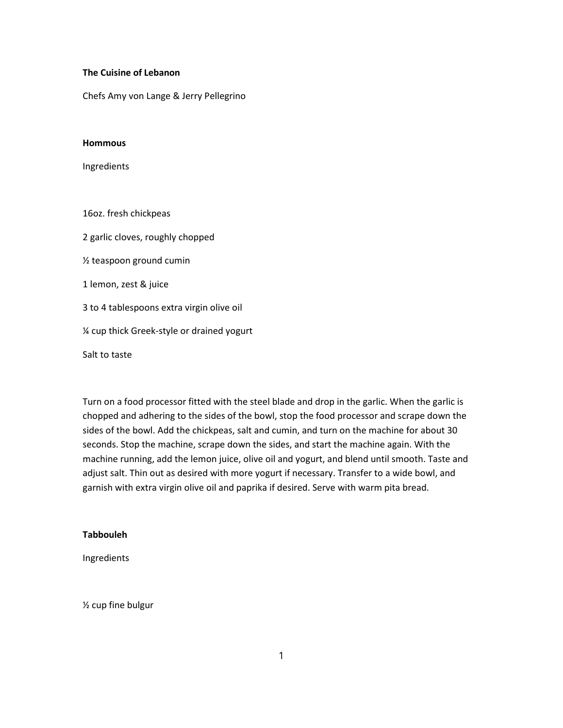**The Cuisine of Lebanon**

Chefs Amy von Lange & Jerry Pellegrino

**Hommous**

Ingredients

16oz. fresh chickpeas

2 garlic cloves, roughly chopped

½ teaspoon ground cumin

1 lemon, zest & juice

3 to 4 tablespoons extra virgin olive oil

¼ cup thick Greek-style or drained yogurt

Salt to taste

Turn on a food processor fitted with the steel blade and drop in the garlic. When the garlic is chopped and adhering to the sides of the bowl, stop the food processor and scrape down the sides of the bowl. Add the chickpeas, salt and cumin, and turn on the machine for about 30 seconds. Stop the machine, scrape down the sides, and start the machine again. With the machine running, add the lemon juice, olive oil and yogurt, and blend until smooth. Taste and adjust salt. Thin out as desired with more yogurt if necessary. Transfer to a wide bowl, and garnish with extra virgin olive oil and paprika if desired. Serve with warm pita bread.

**Tabbouleh**

Ingredients

½ cup fine bulgur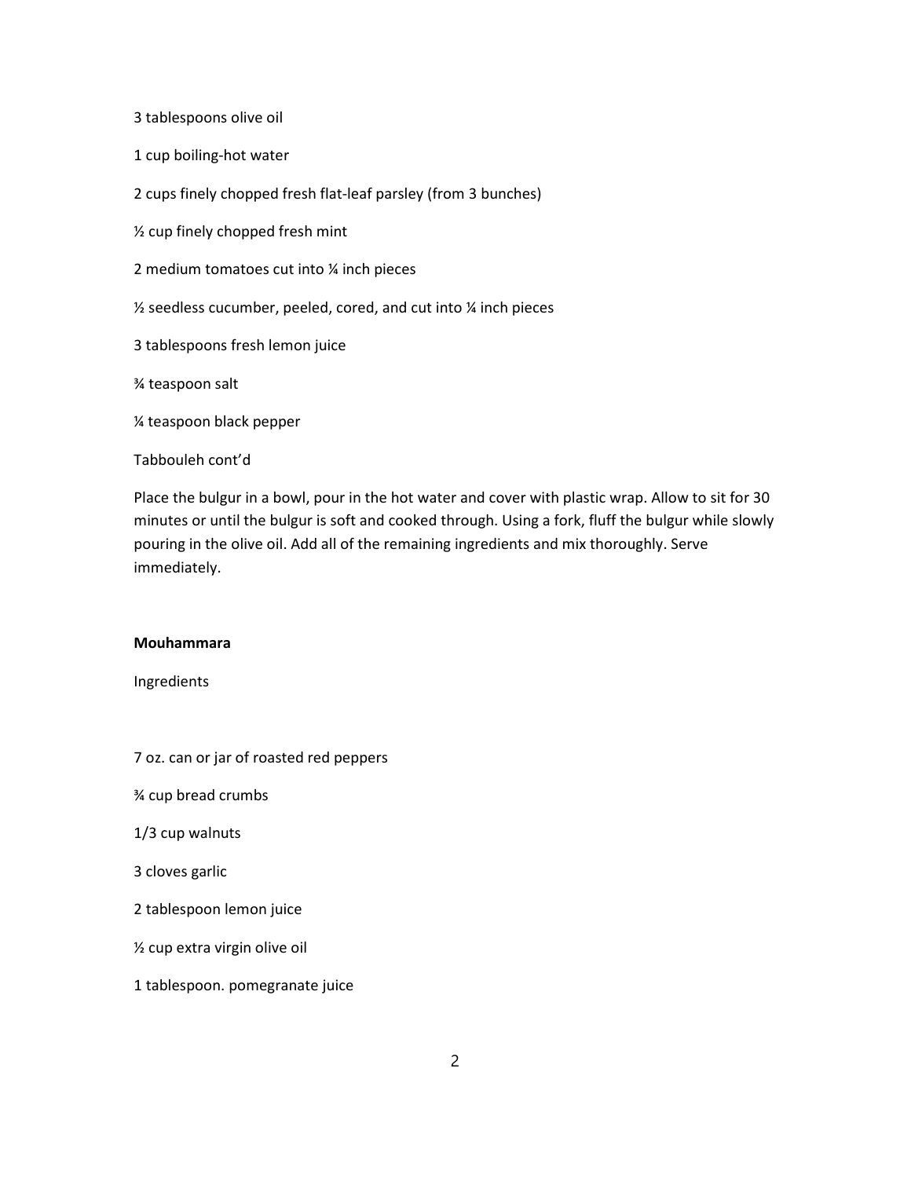3 tablespoons olive oil

1 cup boiling-hot water

2 cups finely chopped fresh flat-leaf parsley (from 3 bunches)

½ cup finely chopped fresh mint

2 medium tomatoes cut into ¼ inch pieces

½ seedless cucumber, peeled, cored, and cut into ¼ inch pieces

3 tablespoons fresh lemon juice

¾ teaspoon salt

¼ teaspoon black pepper

Tabbouleh cont'd

Place the bulgur in a bowl, pour in the hot water and cover with plastic wrap. Allow to sit for 30 minutes or until the bulgur is soft and cooked through. Using a fork, fluff the bulgur while slowly pouring in the olive oil. Add all of the remaining ingredients and mix thoroughly. Serve immediately.

**Mouhammara**

Ingredients

7 oz. can or jar of roasted red peppers

¾ cup bread crumbs

1/3 cup walnuts

3 cloves garlic

2 tablespoon lemon juice

½ cup extra virgin olive oil

1 tablespoon. pomegranate juice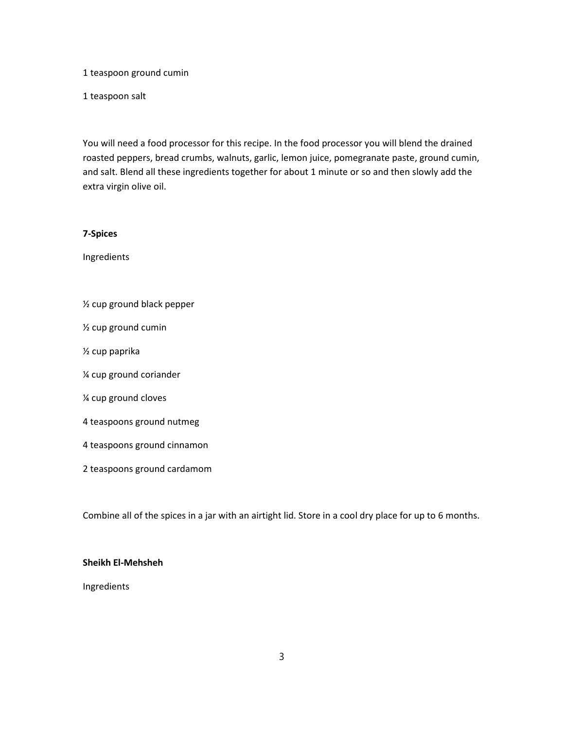1 teaspoon ground cumin

1 teaspoon salt

You will need a food processor for this recipe. In the food processor you will blend the drained roasted peppers, bread crumbs, walnuts, garlic, lemon juice, pomegranate paste, ground cumin, and salt. Blend all these ingredients together for about 1 minute or so and then slowly add the extra virgin olive oil.

**7-Spices**

Ingredients

½ cup ground black pepper

½ cup ground cumin

½ cup paprika

¼ cup ground coriander

¼ cup ground cloves

4 teaspoons ground nutmeg

4 teaspoons ground cinnamon

2 teaspoons ground cardamom

Combine all of the spices in a jar with an airtight lid. Store in a cool dry place for up to 6 months.

**Sheikh El-Mehsheh**

Ingredients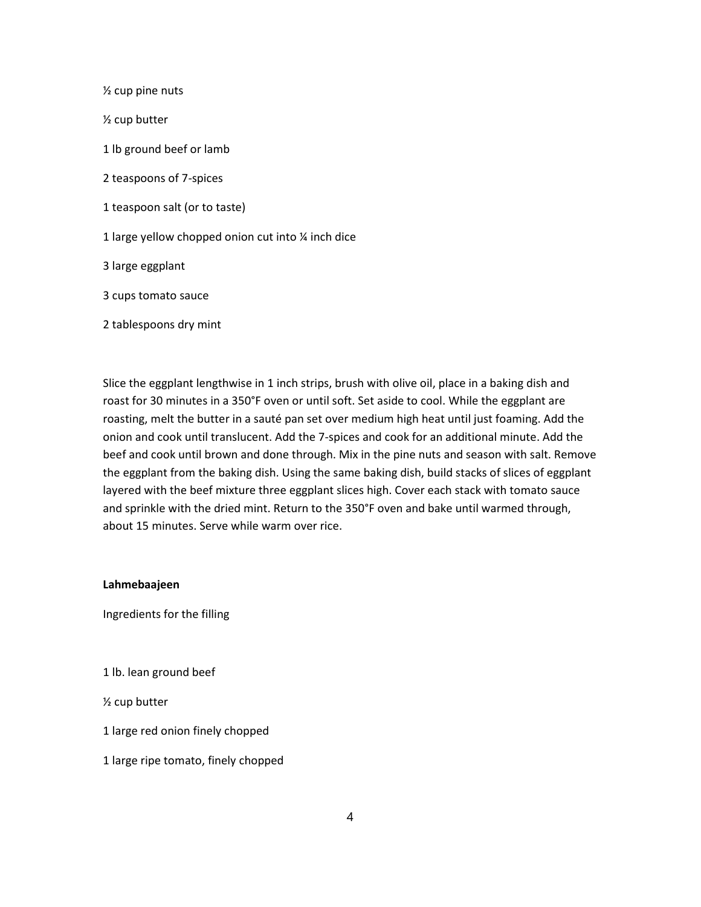½ cup pine nuts

½ cup butter

1 lb ground beef or lamb

2 teaspoons of 7-spices

1 teaspoon salt (or to taste)

1 large yellow chopped onion cut into ¼ inch dice

3 large eggplant

3 cups tomato sauce

2 tablespoons dry mint

Slice the eggplant lengthwise in 1 inch strips, brush with olive oil, place in a baking dish and roast for 30 minutes in a 350°F oven or until soft. Set aside to cool. While the eggplant are roasting, melt the butter in a sauté pan set over medium high heat until just foaming. Add the onion and cook until translucent. Add the 7-spices and cook for an additional minute. Add the beef and cook until brown and done through. Mix in the pine nuts and season with salt. Remove the eggplant from the baking dish. Using the same baking dish, build stacks of slices of eggplant layered with the beef mixture three eggplant slices high. Cover each stack with tomato sauce and sprinkle with the dried mint. Return to the 350°F oven and bake until warmed through, about 15 minutes. Serve while warm over rice.

**Lahmebaajeen**

Ingredients for the filling

1 lb. lean ground beef

½ cup butter

1 large red onion finely chopped

1 large ripe tomato, finely chopped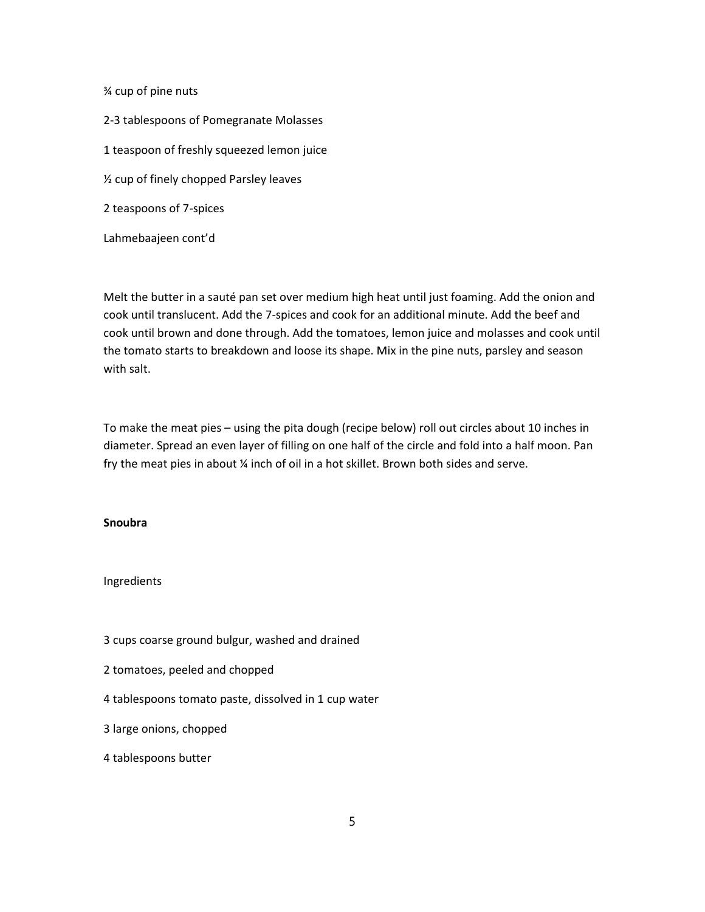¾ cup of pine nuts

2-3 tablespoons of Pomegranate Molasses

1 teaspoon of freshly squeezed lemon juice

½ cup of finely chopped Parsley leaves

2 teaspoons of 7-spices

Lahmebaajeen cont'd

Melt the butter in a sauté pan set over medium high heat until just foaming. Add the onion and cook until translucent. Add the 7-spices and cook for an additional minute. Add the beef and cook until brown and done through. Add the tomatoes, lemon juice and molasses and cook until the tomato starts to breakdown and loose its shape. Mix in the pine nuts, parsley and season with salt.

To make the meat pies – using the pita dough (recipe below) roll out circles about 10 inches in diameter. Spread an even layer of filling on one half of the circle and fold into a half moon. Pan fry the meat pies in about ¼ inch of oil in a hot skillet. Brown both sides and serve.

**Snoubra**

Ingredients

3 cups coarse ground bulgur, washed and drained

2 tomatoes, peeled and chopped

4 tablespoons tomato paste, dissolved in 1 cup water

3 large onions, chopped

4 tablespoons butter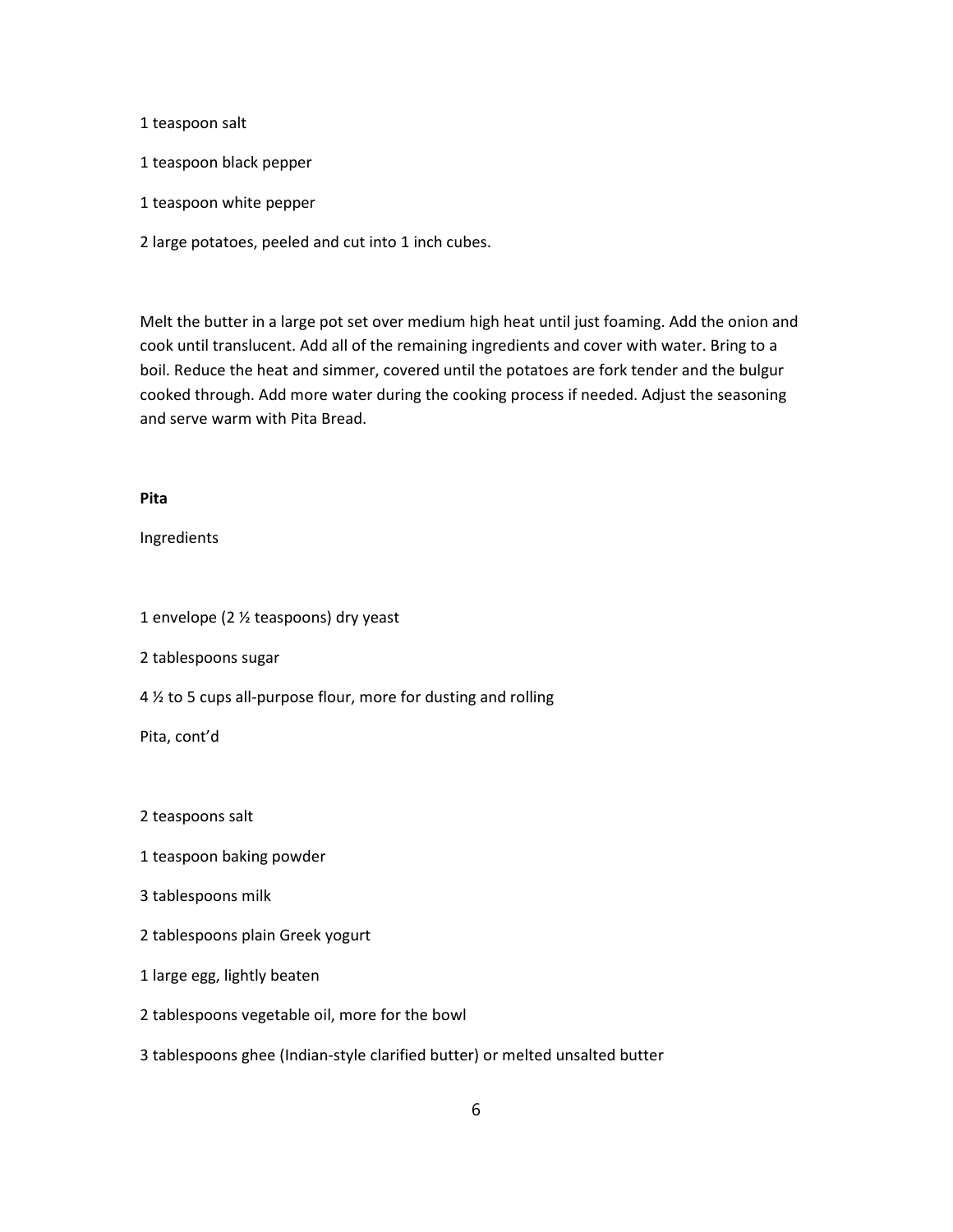1 teaspoon salt

1 teaspoon black pepper

1 teaspoon white pepper

2 large potatoes, peeled and cut into 1 inch cubes.

Melt the butter in a large pot set over medium high heat until just foaming. Add the onion and cook until translucent. Add all of the remaining ingredients and cover with water. Bring to a boil. Reduce the heat and simmer, covered until the potatoes are fork tender and the bulgur cooked through. Add more water during the cooking process if needed. Adjust the seasoning and serve warm with Pita Bread.

**Pita**

Ingredients

1 envelope (2 ½ teaspoons) dry yeast

2 tablespoons sugar

4 ½ to 5 cups all-purpose flour, more for dusting and rolling

Pita, cont'd

2 teaspoons salt

1 teaspoon baking powder

3 tablespoons milk

2 tablespoons plain Greek yogurt

1 large egg, lightly beaten

2 tablespoons vegetable oil, more for the bowl

3 tablespoons ghee (Indian-style clarified butter) or melted unsalted butter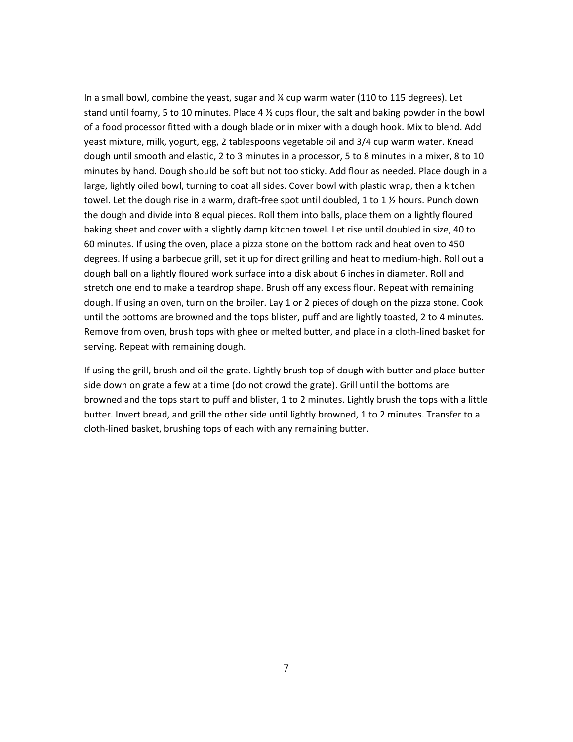In a small bowl, combine the yeast, sugar and ¼ cup warm water (110 to 115 degrees). Let stand until foamy, 5 to 10 minutes. Place 4 ½ cups flour, the salt and baking powder in the bowl of a food processor fitted with a dough blade or in mixer with a dough hook. Mix to blend. Add yeast mixture, milk, yogurt, egg, 2 tablespoons vegetable oil and 3/4 cup warm water. Knead dough until smooth and elastic, 2 to 3 minutes in a processor, 5 to 8 minutes in a mixer, 8 to 10 minutes by hand. Dough should be soft but not too sticky. Add flour as needed. Place dough in a large, lightly oiled bowl, turning to coat all sides. Cover bowl with plastic wrap, then a kitchen towel. Let the dough rise in a warm, draft-free spot until doubled, 1 to 1 ½ hours. Punch down the dough and divide into 8 equal pieces. Roll them into balls, place them on a lightly floured baking sheet and cover with a slightly damp kitchen towel. Let rise until doubled in size, 40 to 60 minutes. If using the oven, place a pizza stone on the bottom rack and heat oven to 450 degrees. If using a barbecue grill, set it up for direct grilling and heat to medium-high. Roll out a dough ball on a lightly floured work surface into a disk about 6 inches in diameter. Roll and stretch one end to make a teardrop shape. Brush off any excess flour. Repeat with remaining dough. If using an oven, turn on the broiler. Lay 1 or 2 pieces of dough on the pizza stone. Cook until the bottoms are browned and the tops blister, puff and are lightly toasted, 2 to 4 minutes. Remove from oven, brush tops with ghee or melted butter, and place in a cloth-lined basket for serving. Repeat with remaining dough.

If using the grill, brush and oil the grate. Lightly brush top of dough with butter and place butter-side down on grate a few at a time (do not crowd the grate). Grill until the bottoms are browned and the tops start to puff and blister, 1 to 2 minutes. Lightly brush the tops with a little butter. Invert bread, and grill the other side until lightly browned, 1 to 2 minutes. Transfer to a cloth-lined basket, brushing tops of each with any remaining butter.